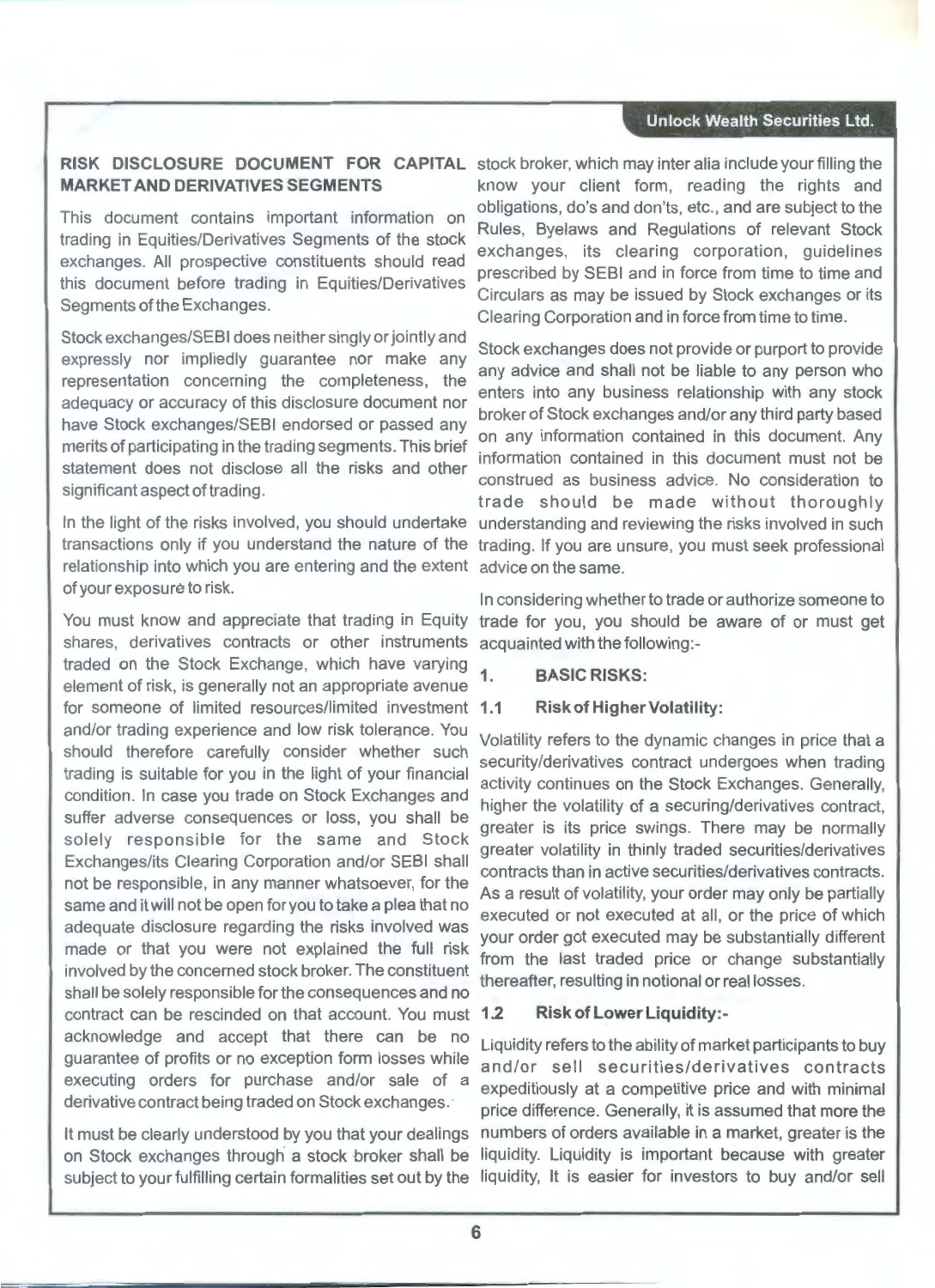## RISK DISCLOSURE DOCUMENT FOR CAPITAL MARKET AND DERIVATIVES SEGMENTS

This document contains important information on trading in Equities/Derivatives Segments of the stock exchanges. All prospective constituents should read this document before trading in Equities/Derivatives Segments of the Exchanges.

Stock exchanges/SEBI does neither singly or jointly and expressly nor impliedly guarantee nor make any representation concerning the completeness, the adequacy or accuracy of this disclosure document nor have Stock exchanges/SEBI endorsed or passed any merits of participating in the trading segments. This brief statement does not disclose all the risks and other significant aspect of trading.

In the light of the risks involved, you should undertake transactions only if you understand the nature of the relationship into which you are entering and the extent of your exposure to risk.

You must know and appreciate that trading in Equity shares, derivatives contracts or other instruments traded on the Stock Exchange, which have varying element of risk, is generally not an appropriate avenue for someone of limited resources/limited investment and/or trading experience and low risk tolerance. You should therefore carefully consider whether such trading is suitable for you in the light of your financial condition. In case you trade on Stock Exchanges and suffer adverse consequences or loss, you shall be solely responsible for the same and Stock Exchanges/its Clearing Corporation and/or SEBI shall not be responsible, in any manner whatsoever, for the same and it will not be open for you to take a plea that no adequate disclosure regarding the risks involved was made or that you were not explained the full risk involved by the concerned stock broker. The constituent shall be solely responsible for the consequences and no contract can be rescinded on that account. You must acknowledge and accept that there can be no guarantee of profits or no exception form losses while executing orders for purchase and/or sale of a derivative contract being traded on Stock exchanges.

It must be clearly understood by you that your dealings on Stock exchanges through a stock broker shall be subject to your fulfilling certain formalities set out by the stock broker, which may inter alia include your filling the know your client form, reading the rights and obligations, do's and don'ts, etc., and are subject to the Rules, Byelaws and Regulations of relevant Stock exchanges, its clearing corporation, guidelines prescribed by SEBI and in force from time to time and Circulars as may be issued by Stock exchanges or its Clearing Corporation and in force from time to time.

Stock exchanges does not provide or purport to provide any advice and shall not be liable to any person who enters into any business relationship with any stock broker of Stock exchanges and/or any third party based on any information contained in this document. Any information contained in this document must not be construed as business advice. No consideration to trade should be made without thoroughly understanding and reviewing the risks involved in such trading. If you are unsure, you must seek professional advice on the same.

In considering whether to trade or authorize someone to trade for you, you should be aware of or must get acquainted with the following:-

### 1. BASIC RISKS:

#### 1.1 Risk of Higher Volatility:

Volatility refers to the dynamic changes in price that a security/derivatives contract undergoes when trading activity continues on the Stock Exchanges. Generally, higher the volatility of a securing/derivatives contract, greater is its price swings. There may be normally greater volatility in thinly traded securities/derivatives contracts than in active securities/derivatives contracts. As a result of volatility, your order may only be partially executed or not executed at all, or the price of which your order got executed may be substantially different from the last traded price or change substantially thereafter, resulting in notional or real losses.

#### 1.2 Risk of Lower Liquidity:-

Liquidity refers to the ability of market participants to buy and/or sell securities/derivatives contracts expeditiously at a competitive price and with minimal price difference. Generally, it is assumed that more the numbers of orders available in a market, greater is the liquidity. Liquidity is important because with greater liquidity, It is easier for investors to buy and/or sell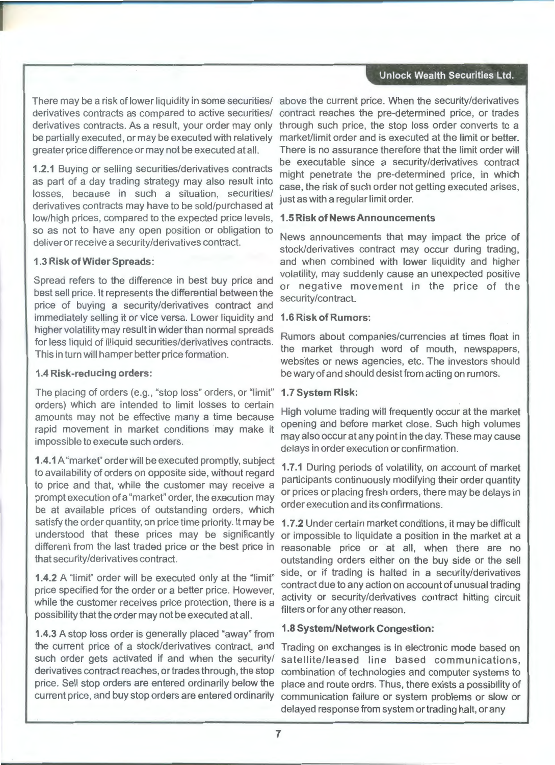There may be a risk of lower liquidity in some securities/ derivatives contracts as compared to active securities/ derivatives contracts. As a result, your order may only be partially executed, or may be executed with relatively greater price difference or may not be executed at all.

**1.2.1** Buying or selling securities/derivatives contracts as part of a day trading strategy may also result into losses, because in such a situation, securities/ derivatives contracts may have to be sold/purchased at low/high prices, compared to the expected price levels, so as not to have any open position or obligation to deliver or receive a security/derivatives contract.

### 1.3 Risk of Wider Spreads:

Spread refers to the difference in best buy price and best sell price. It represents the differential between the price of buying a security/derivatives contract and immediately selling it or vice versa. Lower liquidity and higher volatility may result in wider than normal spreads for less liquid of illiquid securities/derivatives contracts. This in turn will hamper better price formation.

### 1.4 Risk-reducing orders:

The placing of orders (e.g., "stop loss" orders, or "limit" orders) which are intended to limit losses to certain amounts may not be effective many a time because rapid movement in market conditions may make it impossible to execute such orders.

**1.4.1** A "market" order will be executed promptly, subject to availability of orders on opposite side, without regard to price and that, while the customer may receive a prompt execution of a "market" order, the execution may be at available prices of outstanding orders, which satisfy the order quantity, on price time priority. It may be understood that these prices may be significantly different from the last traded price or the best price in that security/derivatives contract.

**1.4.2** A "limit" order will be executed only at the "limit" price specified for the order or a better price. However, while the customer receives price protection, there is a possibility that the order may not be executed at all.

**1.4.3** A stop loss order is generally placed "away" from the current price of a stock/derivatives contract, and such order gets activated if and when the security/ derivatives contract reaches, or trades through, the stop price. Sell stop orders are entered ordinarily below the current price, and buy stop orders are entered ordinarily above the current price. When the security/derivatives contract reaches the pre-determined price, or trades through such price, the stop loss order converts to a market/limit order and is executed at the limit or better. There is no assurance therefore that the limit order will be executable since a security/derivatives contract might penetrate the pre-determined price, in which case, the risk of such order not getting executed arises, just as with a regular limit order.

### 1.5 Risk of News Announcements

News announcements that may impact the price of stock/derivatives contract may occur during trading, and when combined with lower liquidity and higher volatility, may suddenly cause an unexpected positive or negative movement in the price of the security/contract.

### 1.6 Risk of Rumors:

Rumors about companies/currencies at times float in the market through word of mouth, newspapers, websites or news agencies, etc. The investors should be wary of and should desist from acting on rumors.

### 1.7 System Risk:

High volume trading will frequently occur at the market opening and before market close. Such high volumes may also occur at any point in the day. These may cause delays in order execution or confirmation.

**1.7.1** During periods of volatility, on account of market participants continuously modifying their order quantity or prices or placing fresh orders, there may be delays in order execution and its confirmations.

**1.7.2** Under certain market conditions, it may be difficult or impossible to liquidate a position in the market at a reasonable price or at all, when there are no outstanding orders either on the buy side or the sell side, or if trading is halted in a security/derivatives contract due to any action on account of unusual trading activity or security/derivatives contract hitting circuit filters or for any other reason.

### 1.8 System/Network Congestion:

Trading on exchanges is in electronic mode based on satellite/leased line based communications, combination of technologies and computer systems to place and route ordrs. Thus, there exists a possibility of communication failure or system problems or slow or delayed response from system or trading halt, or any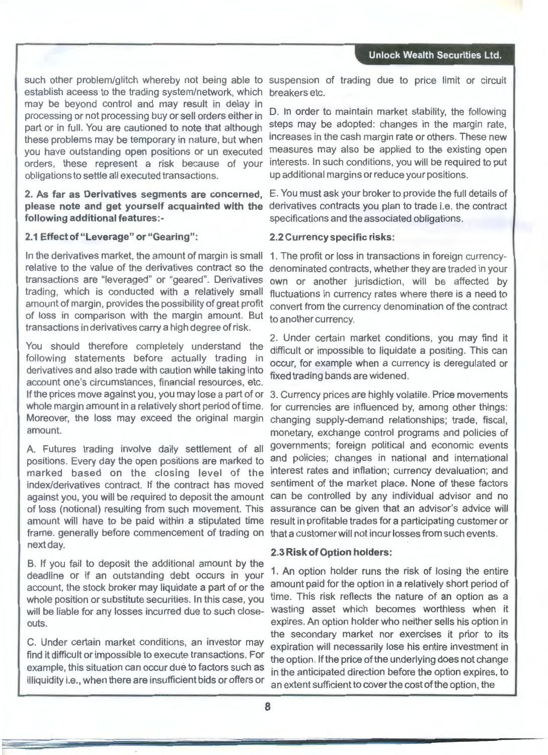such other problem/glitch whereby not being able to establish aceess to the trading system/network, which may be beyond control and may result in delay in processing or not processing buy or sell orders either in part or in full. You are cautioned to note that although these problems may be temporary in nature, but when you have outstanding open positions or un executed orders, these represent a risk because of your obligations to settle all executed transactions.

**2. As far as Derivatives segments are concerned, please note and get yourself acquainted with the following additional features:-**

### 2.1 Effect of "Leverage" or "Gearing":

In the derivatives market, the amount of margin is small relative to the value of the derivatives contract so the transactions are "leveraged" or "geared". Derivatives trading, which is conducted with a relatively small amount of margin, provides the possibility of great profit of loss in comparison with the margin amount. But transactions in derivatives carry a high degree of risk.

You should therefore completely understand the following statements before actually trading in derivatives and also trade with caution while taking into account one's circumstances, financial resources, etc. If the prices move against you, you may lose a part of or whole margin amount in a relatively short period of time. Moreover, the loss may exceed the original margin amount.

A. Futures trading involve daily settlement of all positions. Every day the open positions are marked to marked based on the closing level of the index/derivatives contract. If the contract has moved against you, you will be required to deposit the amount of loss (notional) resulting from such movement. This amount will have to be paid within a stipulated time frame. generally before commencement of trading on next day.

B. If you fail to deposit the additional amount by the deadline or if an outstanding debt occurs in your account, the stock broker may liquidate a part of or the whole position or substitute securities. In this case, you will be liable for any losses incurred due to such close-outs.

C. Under certain market conditions, an investor may find it difficult or impossible to execute transactions. For example, this situation can occur due to factors such as illiquidity i.e., when there are insufficient bids or offers or suspension of trading due to price limit or circuit breakers etc.

D. In order to maintain market stability, the following steps may be adopted: changes in the margin rate, increases in the cash margin rate or others. These new measures may also be applied to the existing open interests. In such conditions, you will be required to put up additional margins or reduce your positions.

E. You must ask your broker to provide the full details of derivatives contracts you plan to trade i.e. the contract specifications and the associated obligations.

### 2.2 Currency specific risks:

1. The profit or loss in transactions in foreign currency-denominated contracts, whether they are traded in your own or another jurisdiction, will be affected by fluctuations in currency rates where there is a need to convert from the currency denomination of the contract to another currency.

2. Under certain market conditions, you may find it difficult or impossible to liquidate a positing. This can occur, for example when a currency is deregulated or fixed trading bands are widened.

3. Currency prices are highly volatile. Price movements for currencies are influenced by, among other things: changing supply-demand relationships; trade, fiscal, monetary, exchange control programs and policies of governments; foreign political and economic events and policies; changes in national and international interest rates and inflation; currency devaluation; and sentiment of the market place. None of these factors can be controlled by any individual advisor and no assurance can be given that an advisor's advice will result in profitable trades for a participating customer or that a customer will not incur losses from such events.

### 2.3 Risk of Option holders:

1. An option holder runs the risk of losing the entire amount paid for the option in a relatively short period of time. This risk reflects the nature of an option as a wasting asset which becomes worthless when it expires. An option holder who neither sells his option in the secondary market nor exercises it prior to its expiration will necessarily lose his entire investment in the option. If the price of the underlying does not change in the anticipated direction before the option expires, to an extent sufficient to cover the cost of the option, the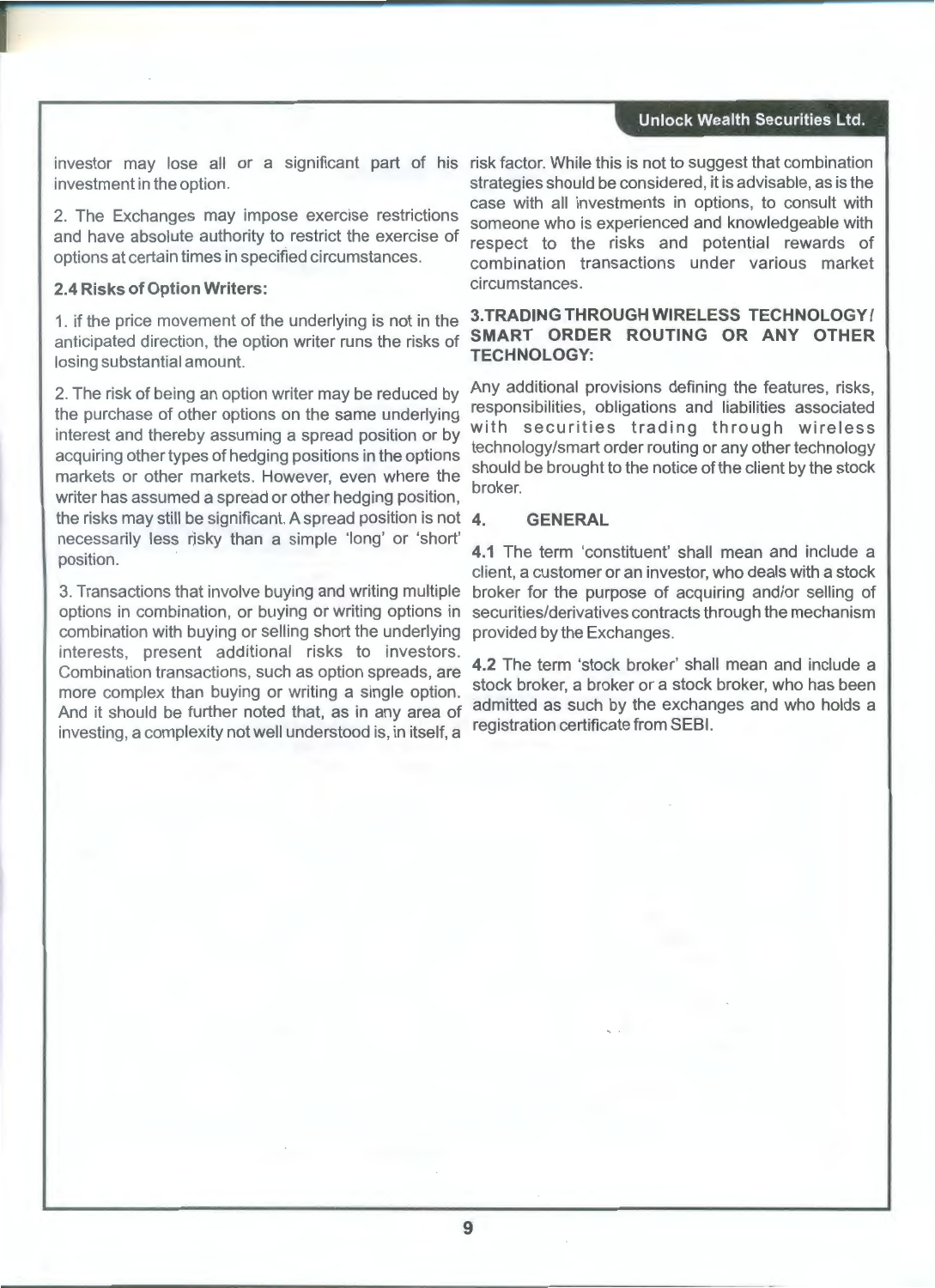investor may lose all or a significant part of his investment in the option.

2. The Exchanges may impose exercise restrictions and have absolute authority to restrict the exercise of options at certain times in specified circumstances.

### 2.4 Risks of Option Writers:

1. if the price movement of the underlying is not in the anticipated direction, the option writer runs the risks of losing substantial amount.

2. The risk of being an option writer may be reduced by the purchase of other options on the same underlying interest and thereby assuming a spread position or by acquiring other types of hedging positions in the options markets or other markets. However, even where the writer has assumed a spread or other hedging position, the risks may still be significant. A spread position is not necessarily less risky than a simple 'long' or 'short' position.

3. Transactions that involve buying and writing multiple options in combination, or buying or writing options in combination with buying or selling short the underlying interests, present additional risks to investors. Combination transactions, such as option spreads, are more complex than buying or writing a single option. And it should be further noted that, as in any area of investing, a complexity not well understood is, in itself, a risk factor. While this is not to suggest that combination strategies should be considered, it is advisable, as is the case with all investments in options, to consult with someone who is experienced and knowledgeable with respect to the risks and potential rewards of combination transactions under various market circumstances.

## 3. TRADING THROUGH WIRELESS TECHNOLOGY/ SMART ORDER ROUTING OR ANY OTHER TECHNOLOGY:

Any additional provisions defining the features, risks, responsibilities, obligations and liabilities associated with securities trading through wireless technology/smart order routing or any other technology should be brought to the notice of the client by the stock broker.

## 4. GENERAL

**4.1** The term 'constituent' shall mean and include a client, a customer or an investor, who deals with a stock broker for the purpose of acquiring and/or selling of securities/derivatives contracts through the mechanism provided by the Exchanges.

**4.2** The term 'stock broker' shall mean and include a stock broker, a broker or a stock broker, who has been admitted as such by the exchanges and who holds a registration certificate from SEBI.